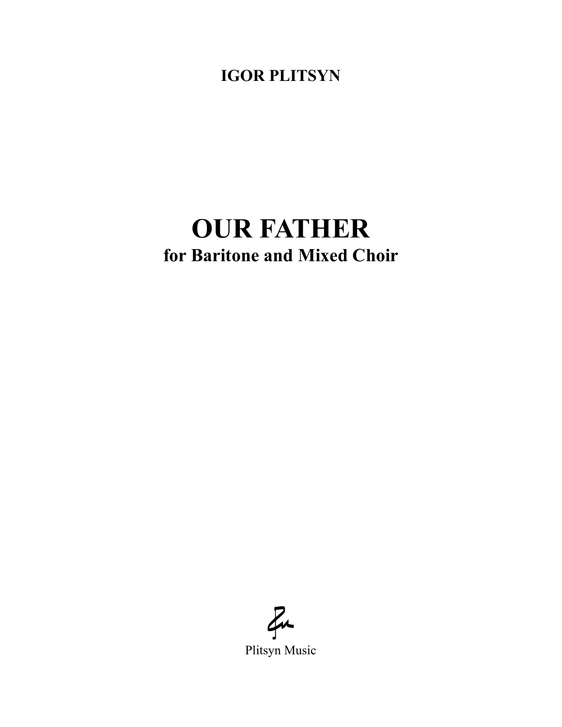**IGOR PLITSYN**

# OUR FATHER

## for Baritone and Mixed Choir

Plitsyn Music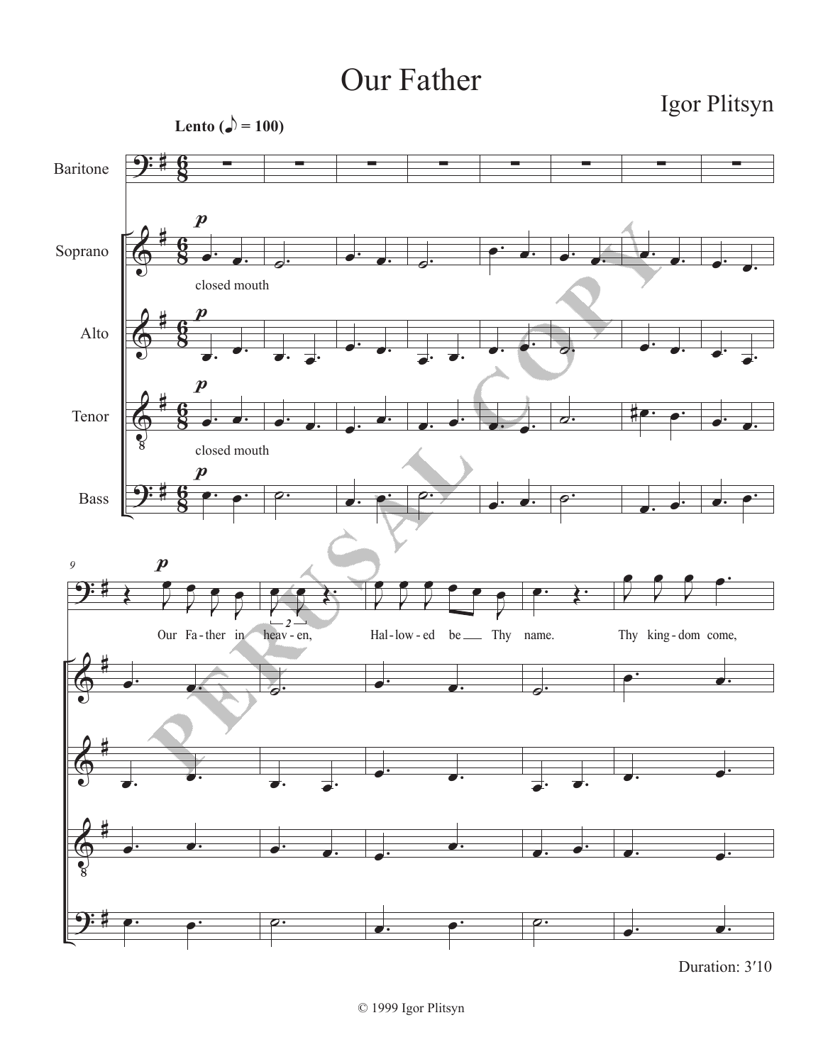# Our Father

Igor Plitsyn

**Lento (♪ = 100)**

Baritone

Soprano

closed mouth

Alto

Tenor

closed mouth

Bass

Our Fa - ther in heav - en, Hal - low - ed be Thy name. Thy king - dom come,

Duration: 3′10

© 1999 Igor Plitsyn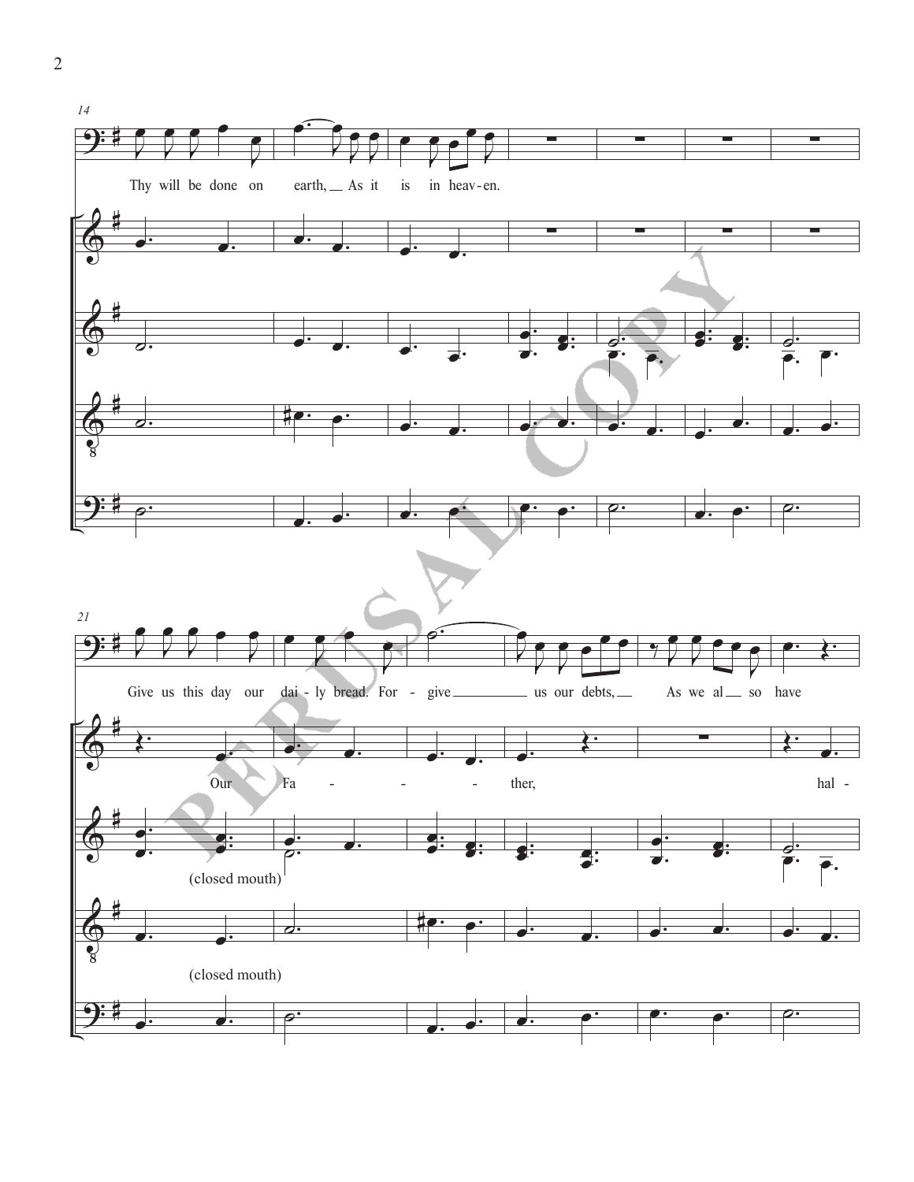14

Thy will be done on earth, As it is in heav-en.

21

Give us this day our dai-ly bread. For-give us our debts, As we al so have

Our Fa - - - ther, hal -

(closed mouth)

(closed mouth)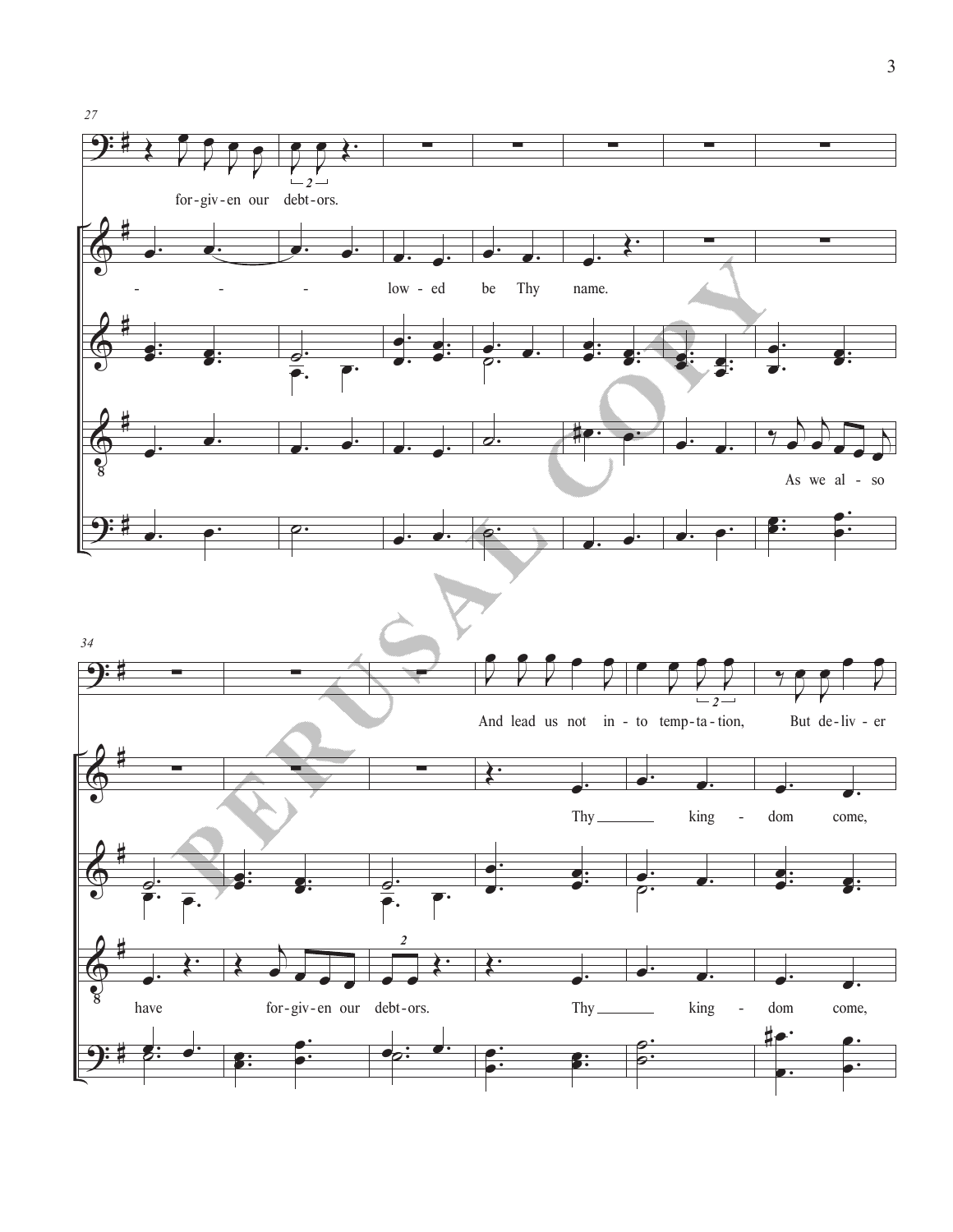27

for-giv-en our debt-ors.

- - - low - ed be Thy name.

As we al - so

34

And lead us not in - to temp-ta-tion, But de-liv - er

Thy ___ king - dom come,

have for-giv-en our debt-ors. Thy ___ king - dom come,

PERUSAL COPY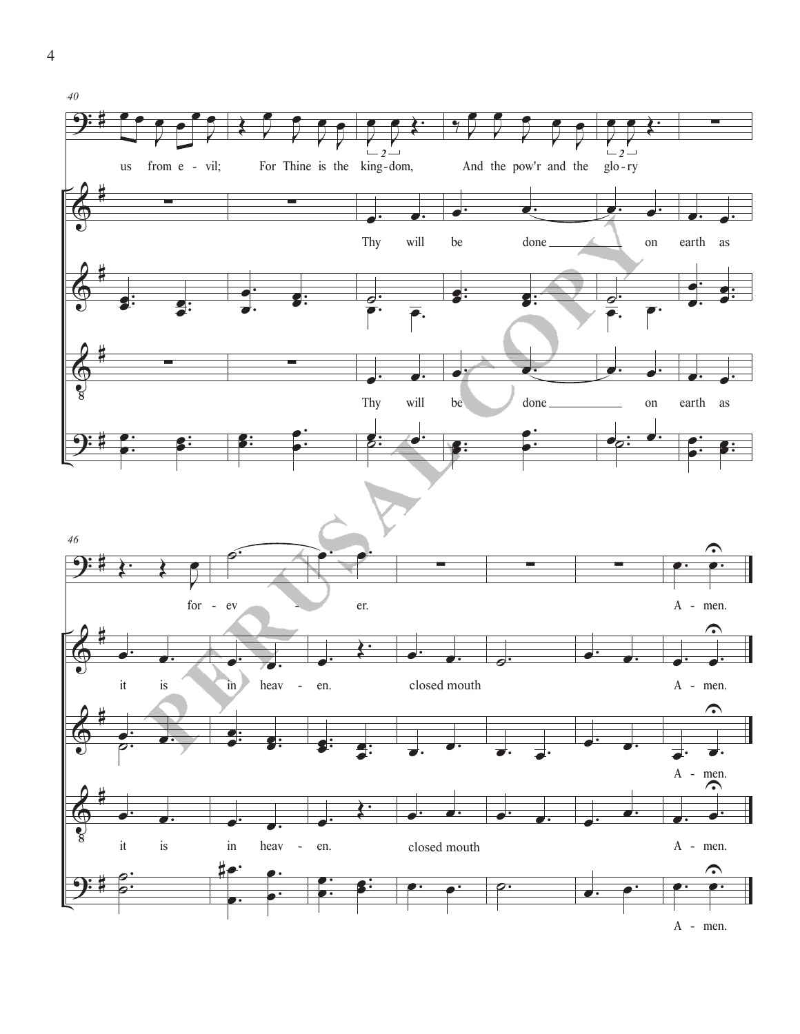40

us from e - vil; For Thine is the king - dom, And the pow'r and the glo - ry

Thy will be done on earth as

Thy will be done on earth as

46

for - ev - er. A - men.

it is in heav - en. closed mouth A - men.

A - men.

it is in heav - en. closed mouth A - men.

A - men.

PERUSAL COPY